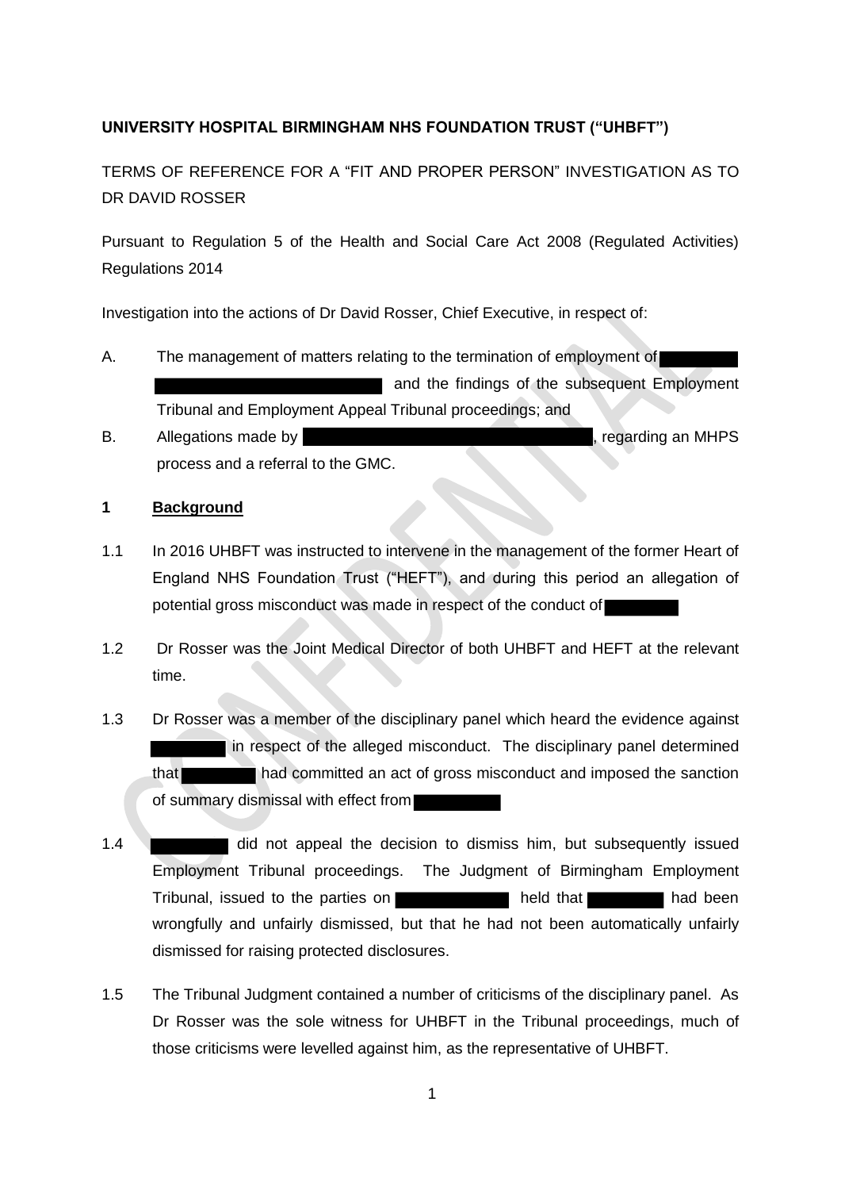**UNIVERSITY HOSPITAL BIRMINGHAM NHS FOUNDATION TRUST ("UHBFT")**

TERMS OF REFERENCE FOR A "FIT AND PROPER PERSON" INVESTIGATION AS TO DR DAVID ROSSER

Pursuant to Regulation 5 of the Health and Social Care Act 2008 (Regulated Activities) Regulations 2014

Investigation into the actions of Dr David Rosser, Chief Executive, in respect of:

A. The management of matters relating to the termination of employment of ████████ ████████████████████████████ and the findings of the subsequent Employment Tribunal and Employment Appeal Tribunal proceedings; and

B. Allegations made by ████████████████████████████████████, regarding an MHPS process and a referral to the GMC.

**1 Background**

1.1 In 2016 UHBFT was instructed to intervene in the management of the former Heart of England NHS Foundation Trust ("HEFT"), and during this period an allegation of potential gross misconduct was made in respect of the conduct of ████████

1.2 Dr Rosser was the Joint Medical Director of both UHBFT and HEFT at the relevant time.

1.3 Dr Rosser was a member of the disciplinary panel which heard the evidence against ████████ in respect of the alleged misconduct. The disciplinary panel determined that ████████ had committed an act of gross misconduct and imposed the sanction of summary dismissal with effect from ██████████

1.4 ████████ did not appeal the decision to dismiss him, but subsequently issued Employment Tribunal proceedings. The Judgment of Birmingham Employment Tribunal, issued to the parties on ████████████ held that ████████ had been wrongfully and unfairly dismissed, but that he had not been automatically unfairly dismissed for raising protected disclosures.

1.5 The Tribunal Judgment contained a number of criticisms of the disciplinary panel. As Dr Rosser was the sole witness for UHBFT in the Tribunal proceedings, much of those criticisms were levelled against him, as the representative of UHBFT.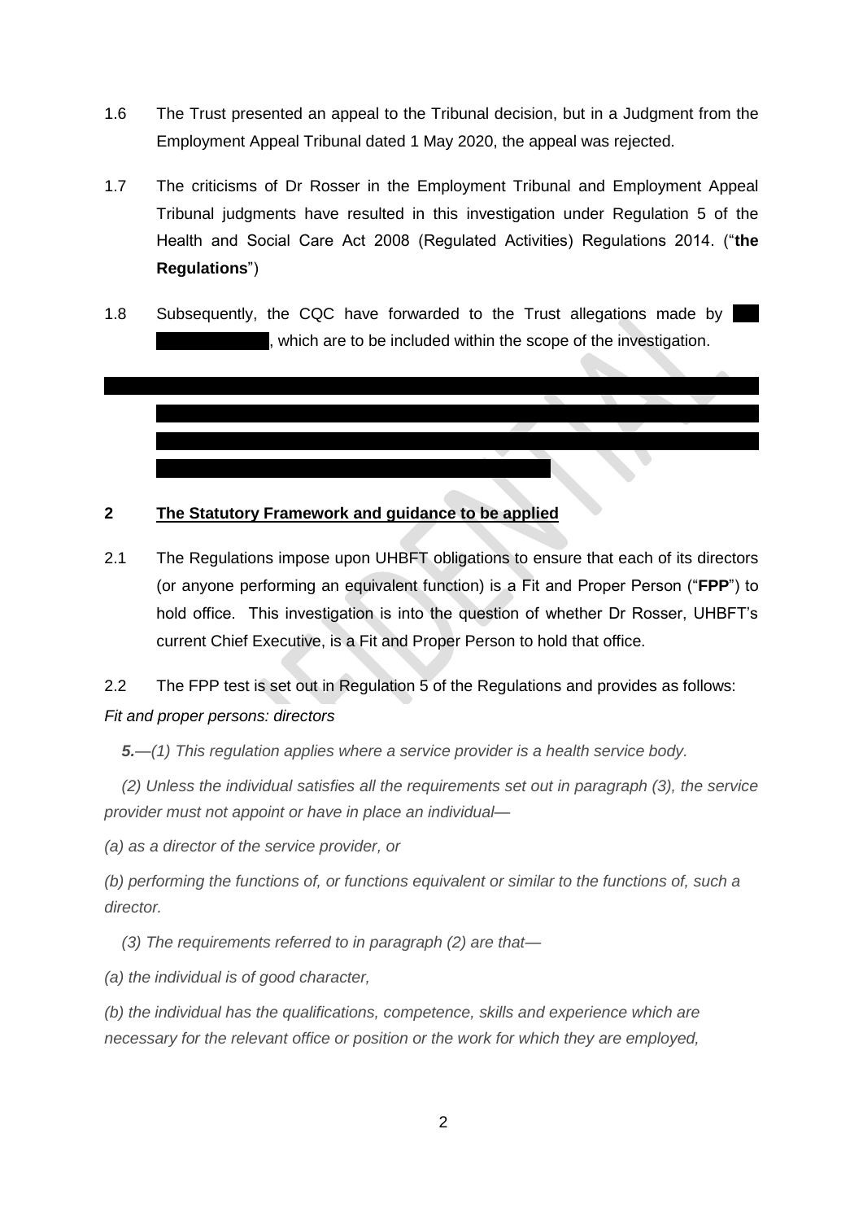1.6 The Trust presented an appeal to the Tribunal decision, but in a Judgment from the Employment Appeal Tribunal dated 1 May 2020, the appeal was rejected.

1.7 The criticisms of Dr Rosser in the Employment Tribunal and Employment Appeal Tribunal judgments have resulted in this investigation under Regulation 5 of the Health and Social Care Act 2008 (Regulated Activities) Regulations 2014. ("**the Regulations**")

1.8 Subsequently, the CQC have forwarded to the Trust allegations made by ██████████████, which are to be included within the scope of the investigation.

██████████████████████████████████████████████████████████

## 2 The Statutory Framework and guidance to be applied

2.1 The Regulations impose upon UHBFT obligations to ensure that each of its directors (or anyone performing an equivalent function) is a Fit and Proper Person ("**FPP**") to hold office. This investigation is into the question of whether Dr Rosser, UHBFT's current Chief Executive, is a Fit and Proper Person to hold that office.

2.2 The FPP test is set out in Regulation 5 of the Regulations and provides as follows:

*Fit and proper persons: directors*

***5.****—(1) This regulation applies where a service provider is a health service body.*

*(2) Unless the individual satisfies all the requirements set out in paragraph (3), the service provider must not appoint or have in place an individual—*

*(a) as a director of the service provider, or*

*(b) performing the functions of, or functions equivalent or similar to the functions of, such a director.*

*(3) The requirements referred to in paragraph (2) are that—*

*(a) the individual is of good character,*

*(b) the individual has the qualifications, competence, skills and experience which are necessary for the relevant office or position or the work for which they are employed,*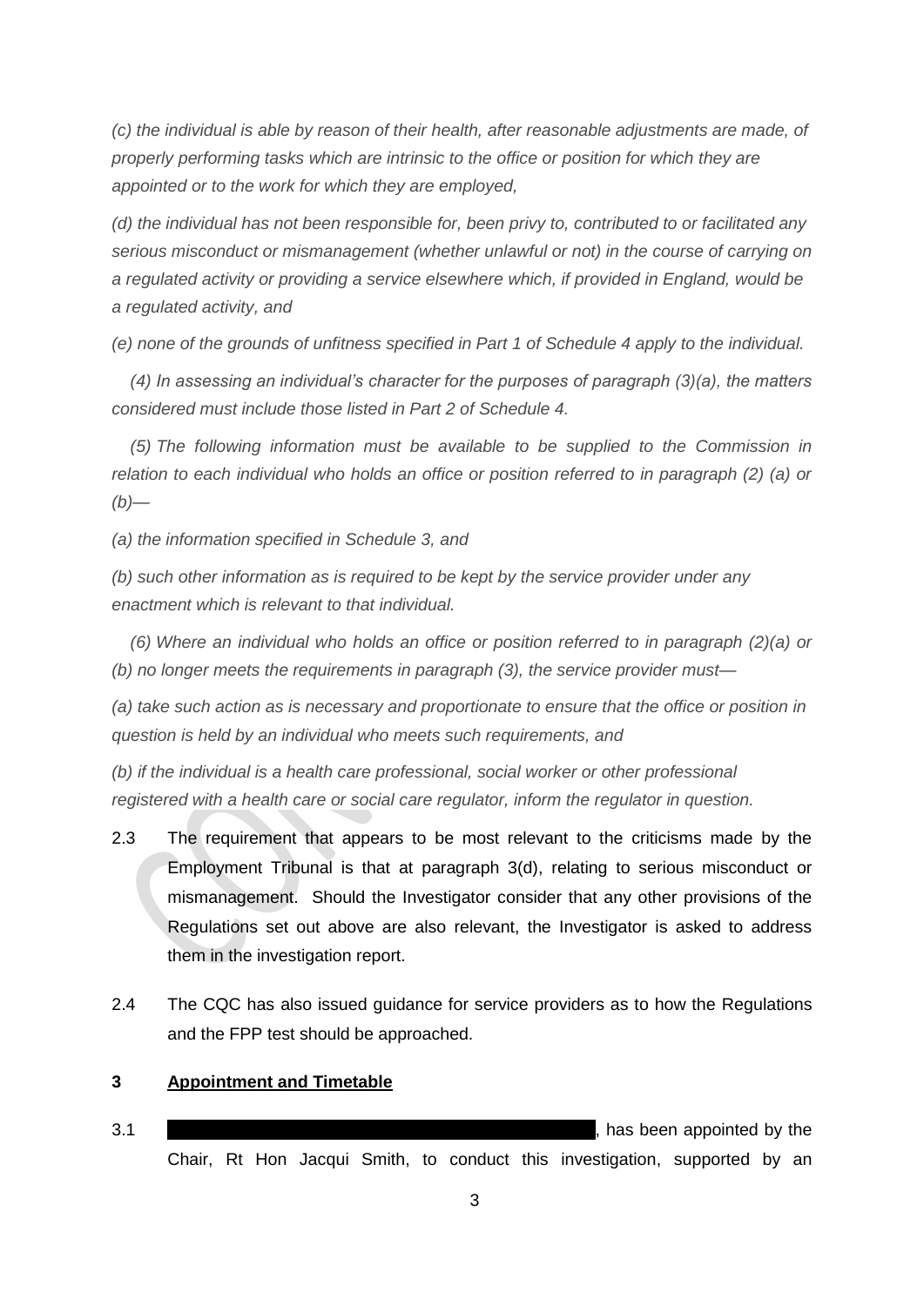*(c) the individual is able by reason of their health, after reasonable adjustments are made, of properly performing tasks which are intrinsic to the office or position for which they are appointed or to the work for which they are employed,*

*(d) the individual has not been responsible for, been privy to, contributed to or facilitated any serious misconduct or mismanagement (whether unlawful or not) in the course of carrying on a regulated activity or providing a service elsewhere which, if provided in England, would be a regulated activity, and*

*(e) none of the grounds of unfitness specified in Part 1 of Schedule 4 apply to the individual.*

*(4) In assessing an individual's character for the purposes of paragraph (3)(a), the matters considered must include those listed in Part 2 of Schedule 4.*

*(5) The following information must be available to be supplied to the Commission in relation to each individual who holds an office or position referred to in paragraph (2) (a) or (b)—*

*(a) the information specified in Schedule 3, and*

*(b) such other information as is required to be kept by the service provider under any enactment which is relevant to that individual.*

*(6) Where an individual who holds an office or position referred to in paragraph (2)(a) or (b) no longer meets the requirements in paragraph (3), the service provider must—*

*(a) take such action as is necessary and proportionate to ensure that the office or position in question is held by an individual who meets such requirements, and*

*(b) if the individual is a health care professional, social worker or other professional registered with a health care or social care regulator, inform the regulator in question.*

2.3 The requirement that appears to be most relevant to the criticisms made by the Employment Tribunal is that at paragraph 3(d), relating to serious misconduct or mismanagement. Should the Investigator consider that any other provisions of the Regulations set out above are also relevant, the Investigator is asked to address them in the investigation report.

2.4 The CQC has also issued guidance for service providers as to how the Regulations and the FPP test should be approached.

**3 <u>Appointment and Timetable</u>**

3.1 ███████████████████████████, has been appointed by the Chair, Rt Hon Jacqui Smith, to conduct this investigation, supported by an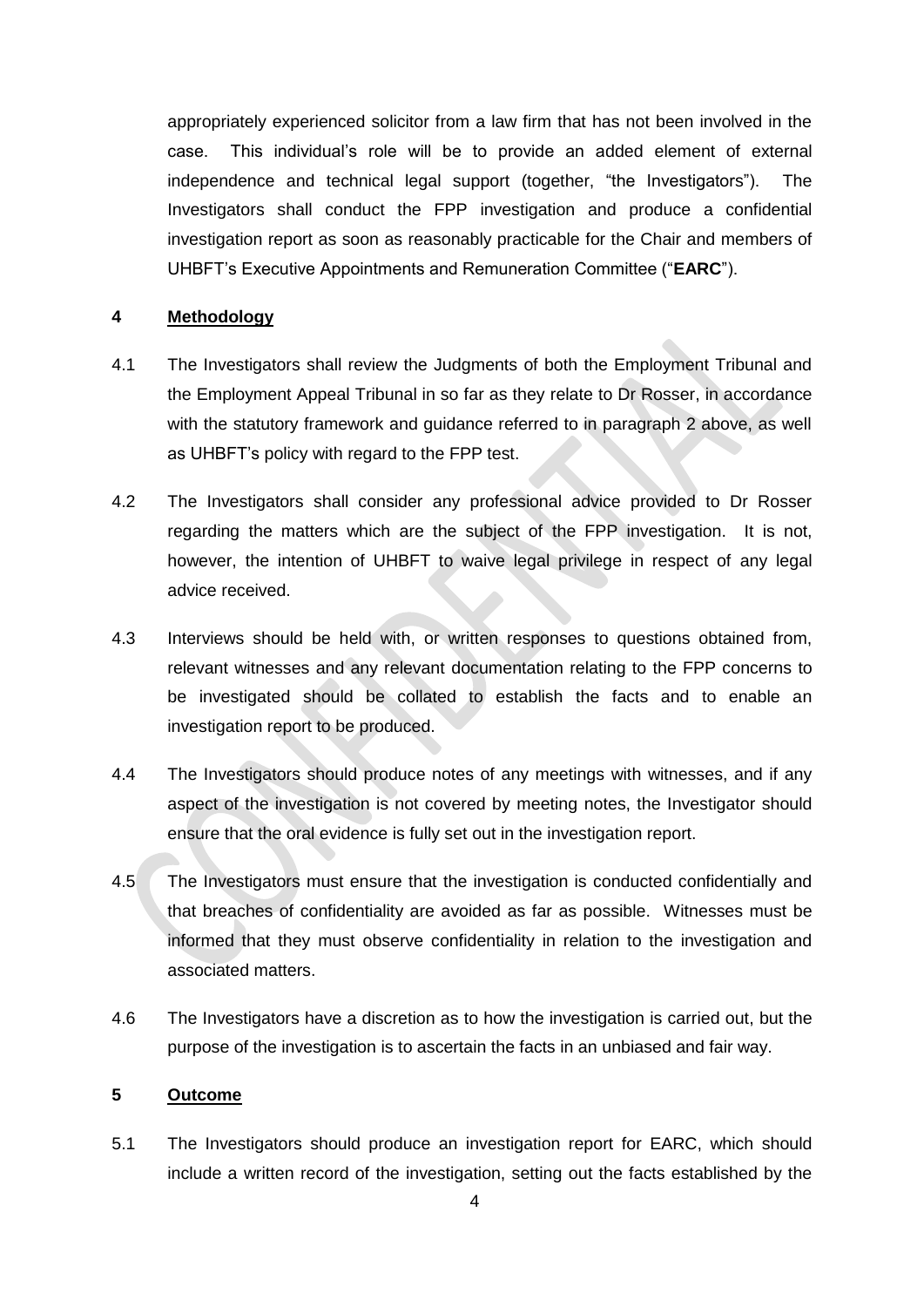appropriately experienced solicitor from a law firm that has not been involved in the case. This individual's role will be to provide an added element of external independence and technical legal support (together, "the Investigators"). The Investigators shall conduct the FPP investigation and produce a confidential investigation report as soon as reasonably practicable for the Chair and members of UHBFT's Executive Appointments and Remuneration Committee ("**EARC**").

## 4 Methodology

4.1 The Investigators shall review the Judgments of both the Employment Tribunal and the Employment Appeal Tribunal in so far as they relate to Dr Rosser, in accordance with the statutory framework and guidance referred to in paragraph 2 above, as well as UHBFT's policy with regard to the FPP test.

4.2 The Investigators shall consider any professional advice provided to Dr Rosser regarding the matters which are the subject of the FPP investigation. It is not, however, the intention of UHBFT to waive legal privilege in respect of any legal advice received.

4.3 Interviews should be held with, or written responses to questions obtained from, relevant witnesses and any relevant documentation relating to the FPP concerns to be investigated should be collated to establish the facts and to enable an investigation report to be produced.

4.4 The Investigators should produce notes of any meetings with witnesses, and if any aspect of the investigation is not covered by meeting notes, the Investigator should ensure that the oral evidence is fully set out in the investigation report.

4.5 The Investigators must ensure that the investigation is conducted confidentially and that breaches of confidentiality are avoided as far as possible. Witnesses must be informed that they must observe confidentiality in relation to the investigation and associated matters.

4.6 The Investigators have a discretion as to how the investigation is carried out, but the purpose of the investigation is to ascertain the facts in an unbiased and fair way.

## 5 Outcome

5.1 The Investigators should produce an investigation report for EARC, which should include a written record of the investigation, setting out the facts established by the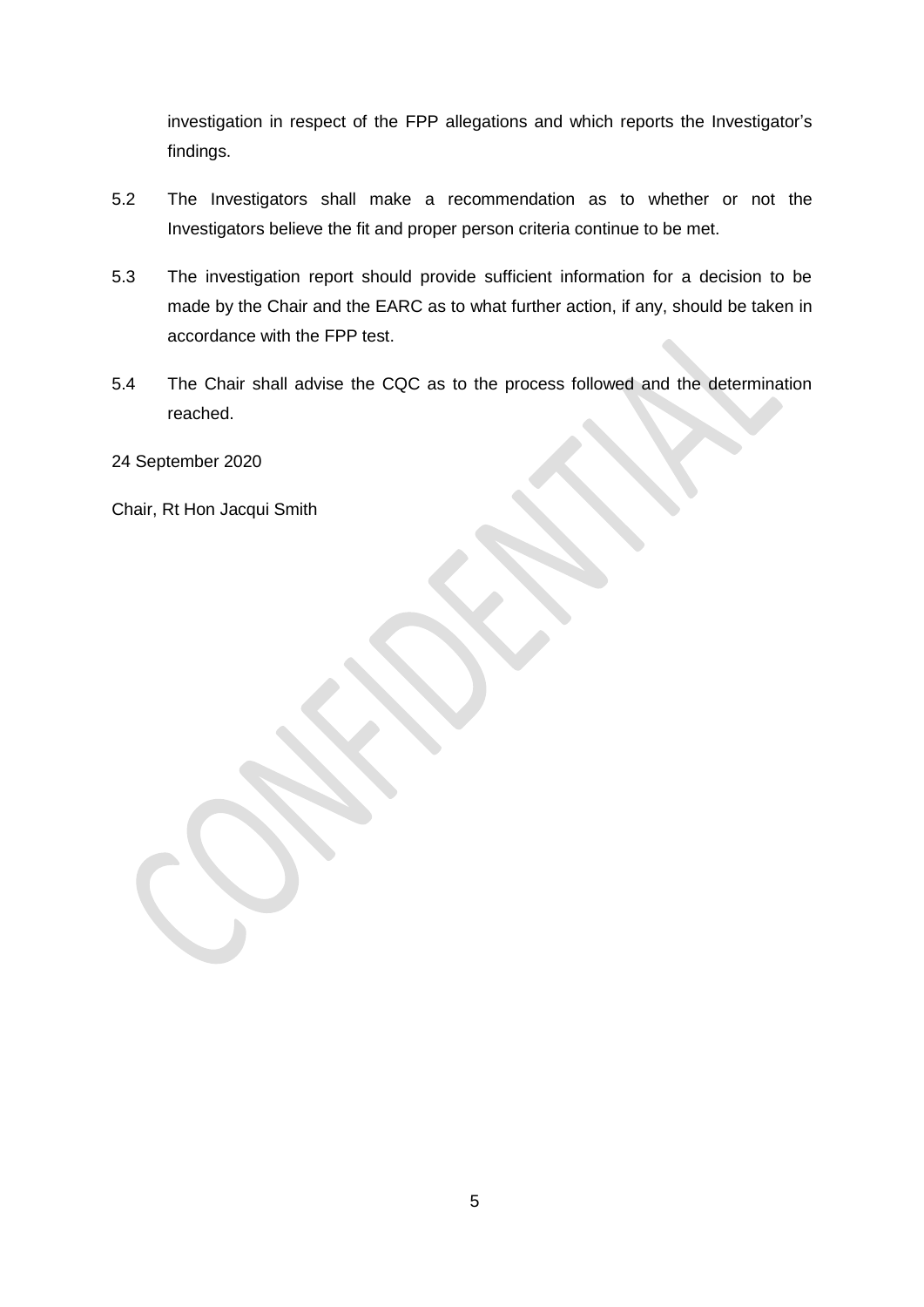investigation in respect of the FPP allegations and which reports the Investigator's findings.

5.2 The Investigators shall make a recommendation as to whether or not the Investigators believe the fit and proper person criteria continue to be met.

5.3 The investigation report should provide sufficient information for a decision to be made by the Chair and the EARC as to what further action, if any, should be taken in accordance with the FPP test.

5.4 The Chair shall advise the CQC as to the process followed and the determination reached.

24 September 2020

Chair, Rt Hon Jacqui Smith